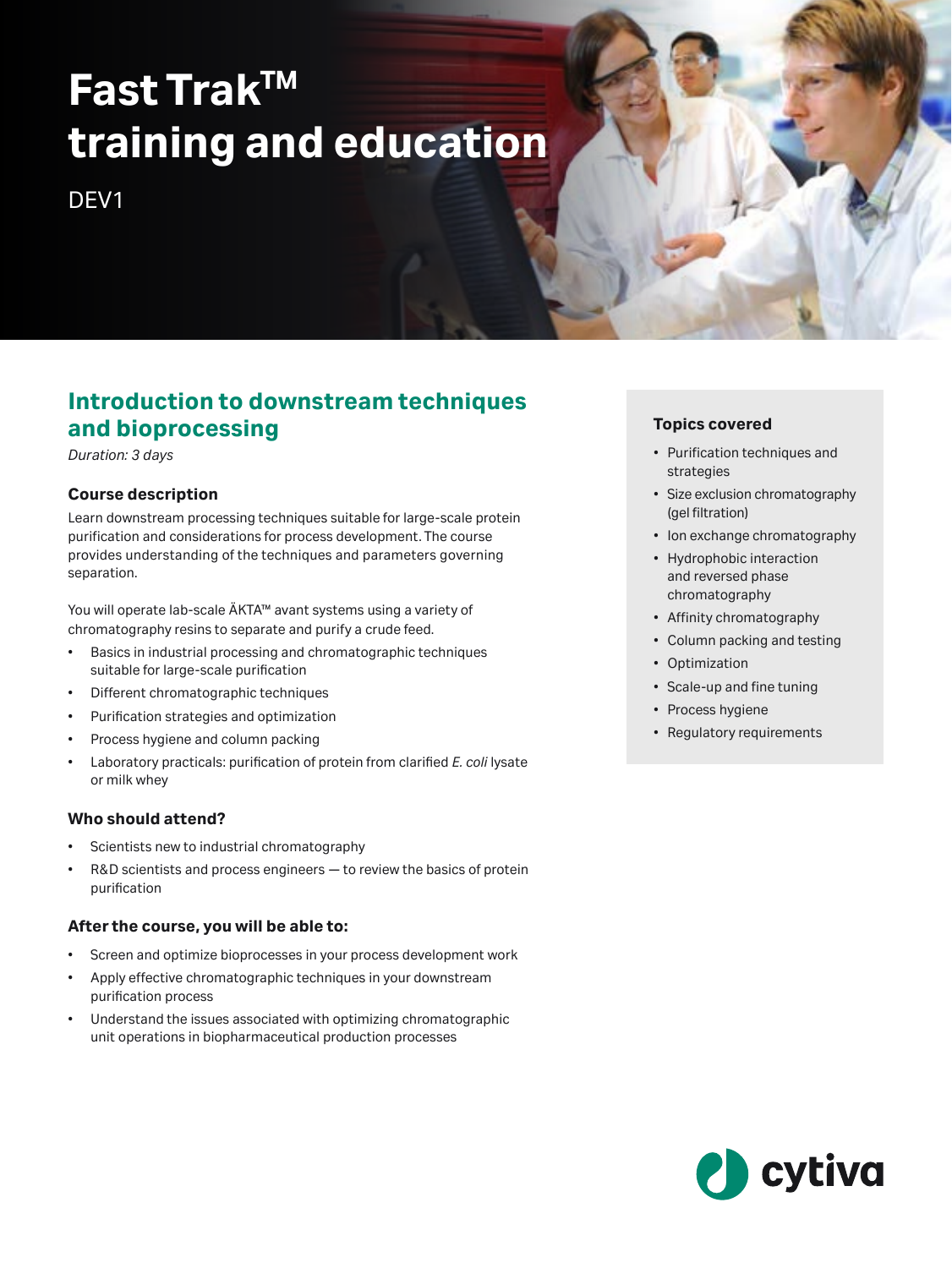# Fast Trak™ training and education

DEV1

## Introduction to downstream techniques and bioprocessing

*Duration: 3 days*

### Course description

Learn downstream processing techniques suitable for large-scale protein purification and considerations for process development. The course provides understanding of the techniques and parameters governing separation.

You will operate lab-scale ÄKTA™ avant systems using a variety of chromatography resins to separate and purify a crude feed.

- Basics in industrial processing and chromatographic techniques suitable for large-scale purification
- Different chromatographic techniques
- Purification strategies and optimization
- Process hygiene and column packing
- Laboratory practicals: purification of protein from clarified *E. coli* lysate or milk whey

### Who should attend?

- Scientists new to industrial chromatography
- R&D scientists and process engineers — to review the basics of protein purification

### After the course, you will be able to:

- Screen and optimize bioprocesses in your process development work
- Apply effective chromatographic techniques in your downstream purification process
- Understand the issues associated with optimizing chromatographic unit operations in biopharmaceutical production processes

### Topics covered

- Purification techniques and strategies
- Size exclusion chromatography (gel filtration)
- Ion exchange chromatography
- Hydrophobic interaction and reversed phase chromatography
- Affinity chromatography
- Column packing and testing
- Optimization
- Scale-up and fine tuning
- Process hygiene
- Regulatory requirements

cytiva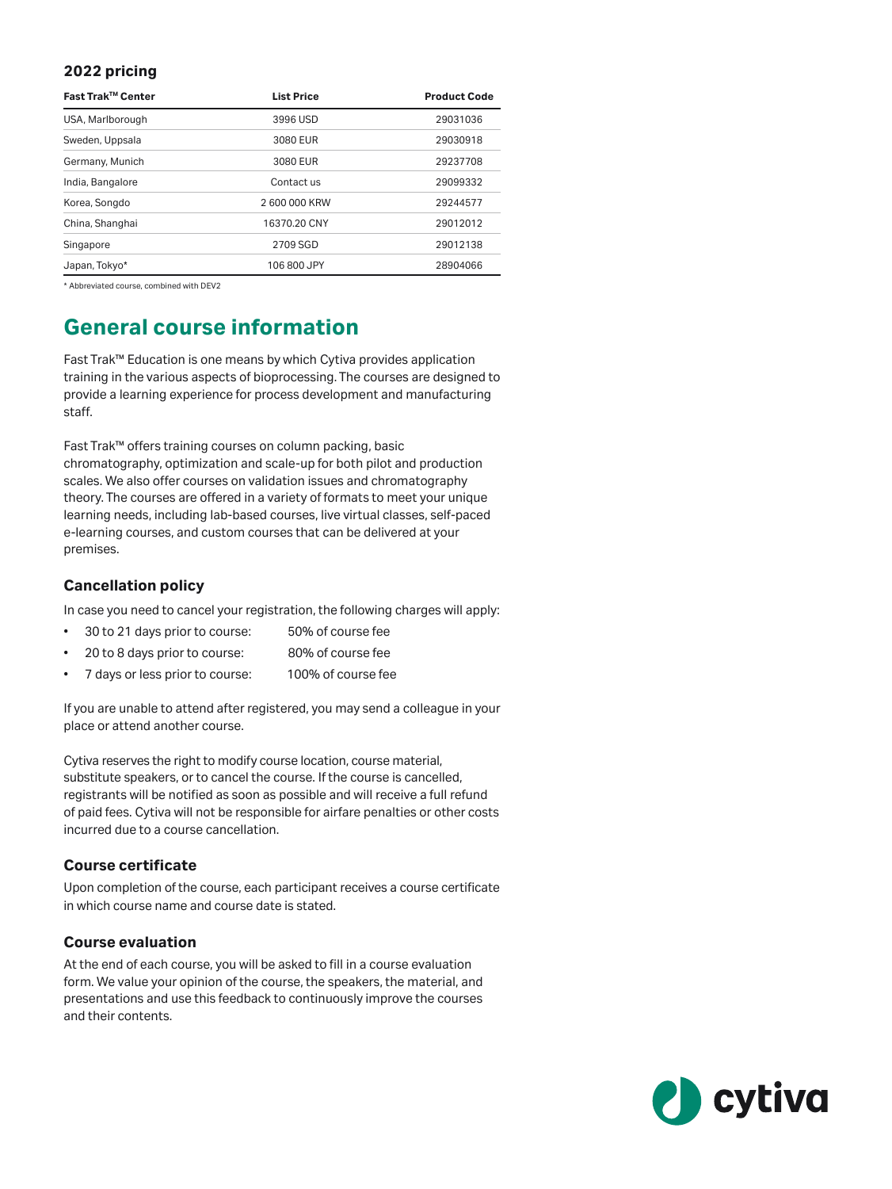### 2022 pricing

| Fast Trak™ Center | List Price | Product Code |
|---|---|---|
| USA, Marlborough | 3996 USD | 29031036 |
| Sweden, Uppsala | 3080 EUR | 29030918 |
| Germany, Munich | 3080 EUR | 29237708 |
| India, Bangalore | Contact us | 29099332 |
| Korea, Songdo | 2 600 000 KRW | 29244577 |
| China, Shanghai | 16370.20 CNY | 29012012 |
| Singapore | 2709 SGD | 29012138 |
| Japan, Tokyo* | 106 800 JPY | 28904066 |

* Abbreviated course, combined with DEV2

## General course information

Fast Trak™ Education is one means by which Cytiva provides application training in the various aspects of bioprocessing. The courses are designed to provide a learning experience for process development and manufacturing staff.

Fast Trak™ offers training courses on column packing, basic chromatography, optimization and scale-up for both pilot and production scales. We also offer courses on validation issues and chromatography theory. The courses are offered in a variety of formats to meet your unique learning needs, including lab-based courses, live virtual classes, self-paced e-learning courses, and custom courses that can be delivered at your premises.

### Cancellation policy

In case you need to cancel your registration, the following charges will apply:

- 30 to 21 days prior to course: 50% of course fee
- 20 to 8 days prior to course: 80% of course fee
- 7 days or less prior to course: 100% of course fee

If you are unable to attend after registered, you may send a colleague in your place or attend another course.

Cytiva reserves the right to modify course location, course material, substitute speakers, or to cancel the course. If the course is cancelled, registrants will be notified as soon as possible and will receive a full refund of paid fees. Cytiva will not be responsible for airfare penalties or other costs incurred due to a course cancellation.

### Course certificate

Upon completion of the course, each participant receives a course certificate in which course name and course date is stated.

### Course evaluation

At the end of each course, you will be asked to fill in a course evaluation form. We value your opinion of the course, the speakers, the material, and presentations and use this feedback to continuously improve the courses and their contents.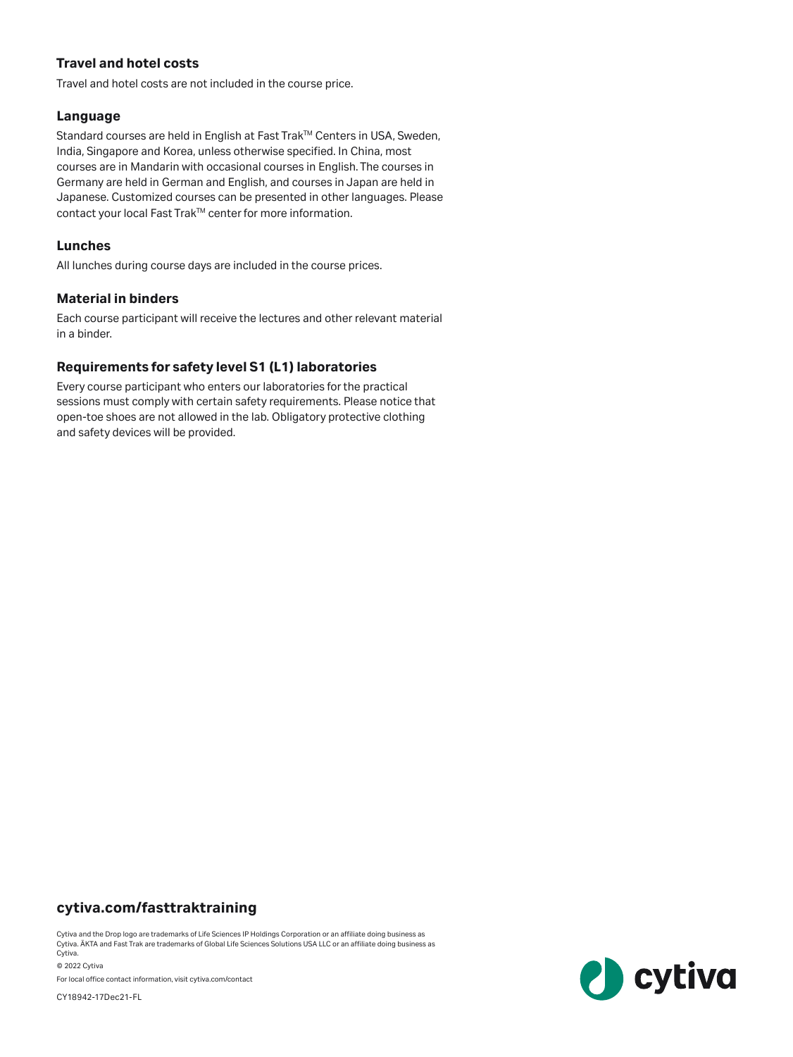### Travel and hotel costs

Travel and hotel costs are not included in the course price.

### Language

Standard courses are held in English at Fast Trak™ Centers in USA, Sweden, India, Singapore and Korea, unless otherwise specified. In China, most courses are in Mandarin with occasional courses in English. The courses in Germany are held in German and English, and courses in Japan are held in Japanese. Customized courses can be presented in other languages. Please contact your local Fast Trak™ center for more information.

### Lunches

All lunches during course days are included in the course prices.

### Material in binders

Each course participant will receive the lectures and other relevant material in a binder.

### Requirements for safety level S1 (L1) laboratories

Every course participant who enters our laboratories for the practical sessions must comply with certain safety requirements. Please notice that open-toe shoes are not allowed in the lab. Obligatory protective clothing and safety devices will be provided.

**cytiva.com/fasttraktraining**

Cytiva and the Drop logo are trademarks of Life Sciences IP Holdings Corporation or an affiliate doing business as Cytiva. ÄKTA and Fast Trak are trademarks of Global Life Sciences Solutions USA LLC or an affiliate doing business as Cytiva.

© 2022 Cytiva

For local office contact information, visit cytiva.com/contact

CY18942-17Dec21-FL

cytiva